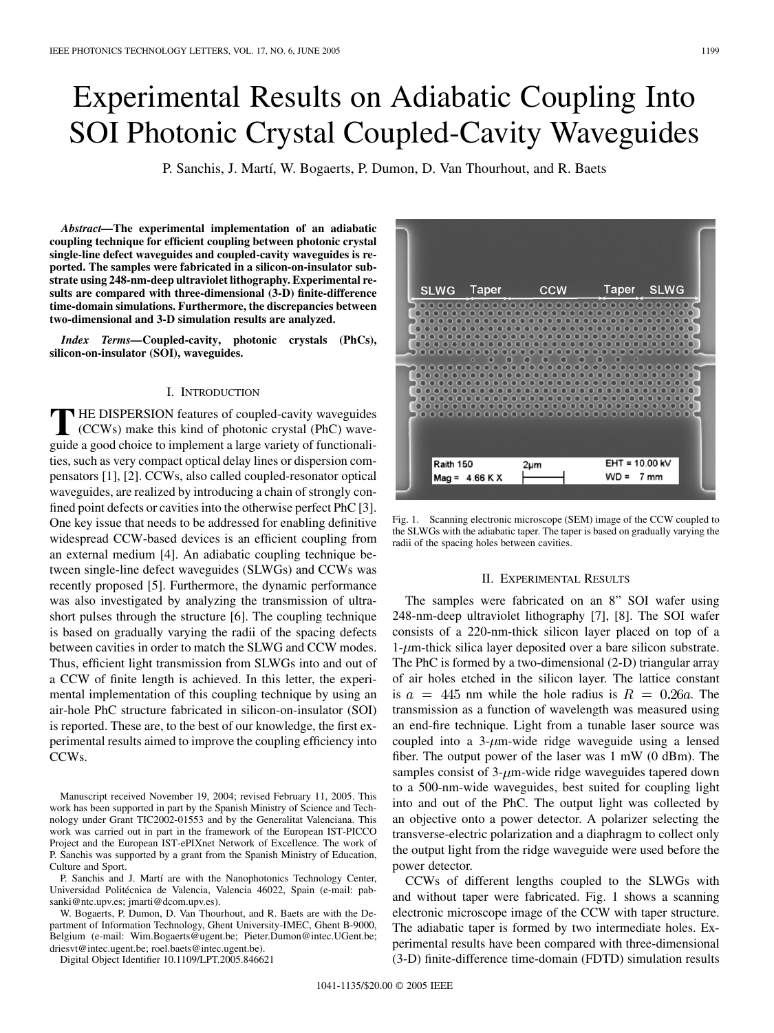# Experimental Results on Adiabatic Coupling Into SOI Photonic Crystal Coupled-Cavity Waveguides

P. Sanchis, J. Martí, W. Bogaerts, P. Dumon, D. Van Thourhout, and R. Baets

***Abstract*—The experimental implementation of an adiabatic coupling technique for efficient coupling between photonic crystal single-line defect waveguides and coupled-cavity waveguides is reported. The samples were fabricated in a silicon-on-insulator substrate using 248-nm-deep ultraviolet lithography. Experimental results are compared with three-dimensional (3-D) finite-difference time-domain simulations. Furthermore, the discrepancies between two-dimensional and 3-D simulation results are analyzed.**

***Index Terms*—Coupled-cavity, photonic crystals (PhCs), silicon-on-insulator (SOI), waveguides.**

## I. Introduction

The dispersion features of coupled-cavity waveguides (CCWs) make this kind of photonic crystal (PhC) waveguide a good choice to implement a large variety of functionalities, such as very compact optical delay lines or dispersion compensators [1], [2]. CCWs, also called coupled-resonator optical waveguides, are realized by introducing a chain of strongly confined point defects or cavities into the otherwise perfect PhC [3]. One key issue that needs to be addressed for enabling definitive widespread CCW-based devices is an efficient coupling from an external medium [4]. An adiabatic coupling technique between single-line defect waveguides (SLWGs) and CCWs was recently proposed [5]. Furthermore, the dynamic performance was also investigated by analyzing the transmission of ultrashort pulses through the structure [6]. The coupling technique is based on gradually varying the radii of the spacing defects between cavities in order to match the SLWG and CCW modes. Thus, efficient light transmission from SLWGs into and out of a CCW of finite length is achieved. In this letter, the experimental implementation of this coupling technique by using an air-hole PhC structure fabricated in silicon-on-insulator (SOI) is reported. These are, to the best of our knowledge, the first experimental results aimed to improve the coupling efficiency into CCWs.

Manuscript received November 19, 2004; revised February 11, 2005. This work has been supported in part by the Spanish Ministry of Science and Technology under Grant TIC2002-01553 and by the Generalitat Valenciana. This work was carried out in part in the framework of the European IST-PICCO Project and the European IST-ePIXnet Network of Excellence. The work of P. Sanchis was supported by a grant from the Spanish Ministry of Education, Culture and Sport.

P. Sanchis and J. Martí are with the Nanophotonics Technology Center, Universidad Politécnica de Valencia, Valencia 46022, Spain (e-mail: pabsanki@ntc.upv.es; jmarti@dcom.upv.es).

W. Bogaerts, P. Dumon, D. Van Thourhout, and R. Baets are with the Department of Information Technology, Ghent University-IMEC, Ghent B-9000, Belgium (e-mail: Wim.Bogaerts@ugent.be; Pieter.Dumon@intec.UGent.be; driesvt@intec.ugent.be; roel.baets@intec.ugent.be).

Digital Object Identifier 10.1109/LPT.2005.846621

Fig. 1. Scanning electronic microscope (SEM) image of the CCW coupled to the SLWGs with the adiabatic taper. The taper is based on gradually varying the radii of the spacing holes between cavities.

## II. Experimental Results

The samples were fabricated on an 8" SOI wafer using 248-nm-deep ultraviolet lithography [7], [8]. The SOI wafer consists of a 220-nm-thick silicon layer placed on top of a 1-$\mu$m-thick silica layer deposited over a bare silicon substrate. The PhC is formed by a two-dimensional (2-D) triangular array of air holes etched in the silicon layer. The lattice constant is $a = 445$ nm while the hole radius is $R = 0.26a$. The transmission as a function of wavelength was measured using an end-fire technique. Light from a tunable laser source was coupled into a 3-$\mu$m-wide ridge waveguide using a lensed fiber. The output power of the laser was 1 mW (0 dBm). The samples consist of 3-$\mu$m-wide ridge waveguides tapered down to a 500-nm-wide waveguides, best suited for coupling light into and out of the PhC. The output light was collected by an objective onto a power detector. A polarizer selecting the transverse-electric polarization and a diaphragm to collect only the output light from the ridge waveguide were used before the power detector.

CCWs of different lengths coupled to the SLWGs with and without taper were fabricated. Fig. 1 shows a scanning electronic microscope image of the CCW with taper structure. The adiabatic taper is formed by two intermediate holes. Experimental results have been compared with three-dimensional (3-D) finite-difference time-domain (FDTD) simulation results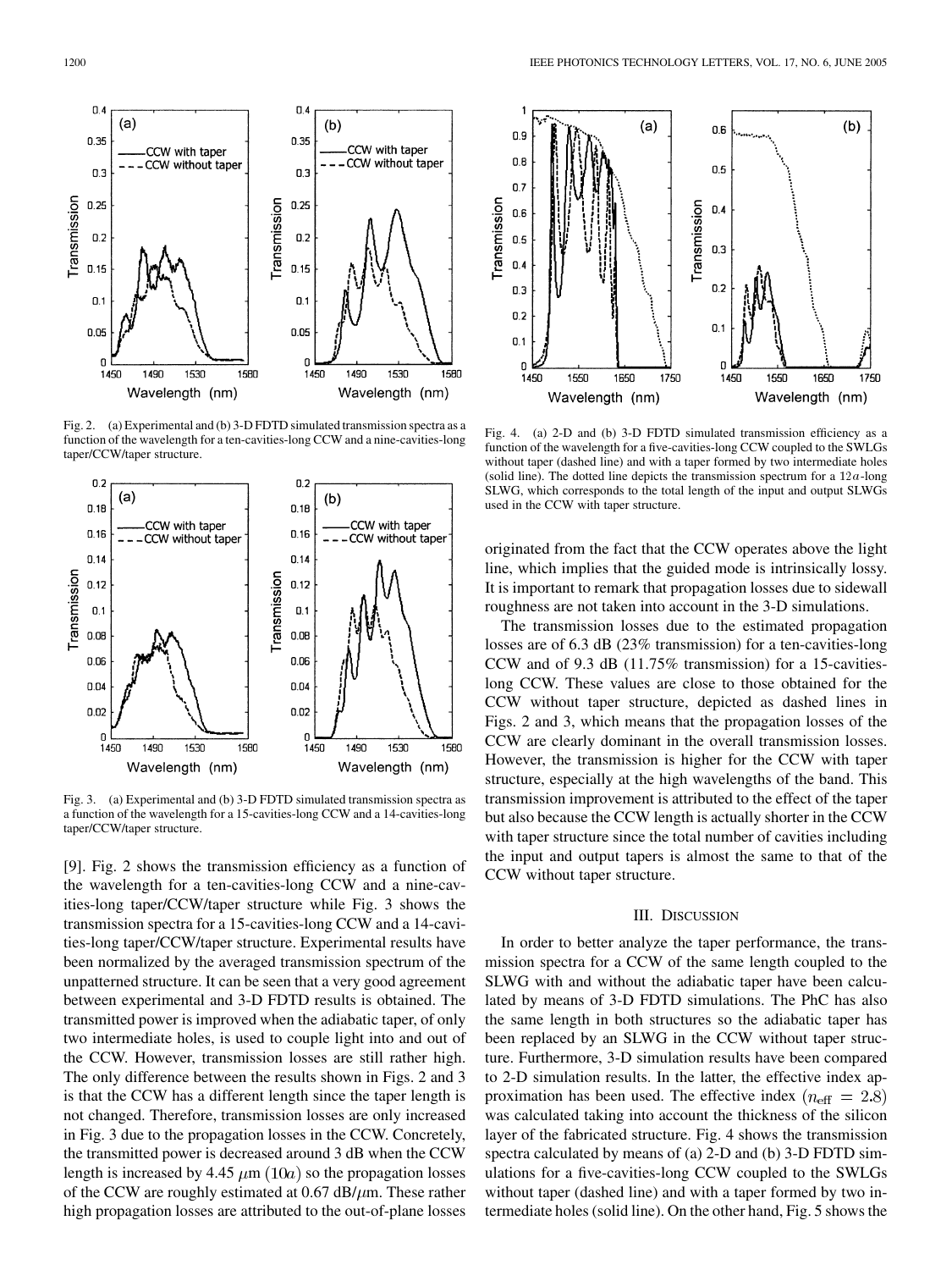Fig. 2. (a) Experimental and (b) 3-D FDTD simulated transmission spectra as a function of the wavelength for a ten-cavities-long CCW and a nine-cavities-long taper/CCW/taper structure.

Fig. 3. (a) Experimental and (b) 3-D FDTD simulated transmission spectra as a function of the wavelength for a 15-cavities-long CCW and a 14-cavities-long taper/CCW/taper structure.

[9]. Fig. 2 shows the transmission efficiency as a function of the wavelength for a ten-cavities-long CCW and a nine-cavities-long taper/CCW/taper structure while Fig. 3 shows the transmission spectra for a 15-cavities-long CCW and a 14-cavities-long taper/CCW/taper structure. Experimental results have been normalized by the averaged transmission spectrum of the unpatterned structure. It can be seen that a very good agreement between experimental and 3-D FDTD results is obtained. The transmitted power is improved when the adiabatic taper, of only two intermediate holes, is used to couple light into and out of the CCW. However, transmission losses are still rather high. The only difference between the results shown in Figs. 2 and 3 is that the CCW has a different length since the taper length is not changed. Therefore, transmission losses are only increased in Fig. 3 due to the propagation losses in the CCW. Concretely, the transmitted power is decreased around 3 dB when the CCW length is increased by 4.45 $\mu$m $(10a)$ so the propagation losses of the CCW are roughly estimated at 0.67 dB/$\mu$m. These rather high propagation losses are attributed to the out-of-plane losses originated from the fact that the CCW operates above the light line, which implies that the guided mode is intrinsically lossy. It is important to remark that propagation losses due to sidewall roughness are not taken into account in the 3-D simulations.

Fig. 4. (a) 2-D and (b) 3-D FDTD simulated transmission efficiency as a function of the wavelength for a five-cavities-long CCW coupled to the SWLGs without taper (dashed line) and with a taper formed by two intermediate holes (solid line). The dotted line depicts the transmission spectrum for a $12a$-long SLWG, which corresponds to the total length of the input and output SLWGs used in the CCW with taper structure.

The transmission losses due to the estimated propagation losses are of 6.3 dB (23% transmission) for a ten-cavities-long CCW and of 9.3 dB (11.75% transmission) for a 15-cavities-long CCW. These values are close to those obtained for the CCW without taper structure, depicted as dashed lines in Figs. 2 and 3, which means that the propagation losses of the CCW are clearly dominant in the overall transmission losses. However, the transmission is higher for the CCW with taper structure, especially at the high wavelengths of the band. This transmission improvement is attributed to the effect of the taper but also because the CCW length is actually shorter in the CCW with taper structure since the total number of cavities including the input and output tapers is almost the same to that of the CCW without taper structure.

## III. Discussion

In order to better analyze the taper performance, the transmission spectra for a CCW of the same length coupled to the SLWG with and without the adiabatic taper have been calculated by means of 3-D FDTD simulations. The PhC has also the same length in both structures so the adiabatic taper has been replaced by an SLWG in the CCW without taper structure. Furthermore, 3-D simulation results have been compared to 2-D simulation results. In the latter, the effective index approximation has been used. The effective index $(n_{\text{eff}} = 2.8)$ was calculated taking into account the thickness of the silicon layer of the fabricated structure. Fig. 4 shows the transmission spectra calculated by means of (a) 2-D and (b) 3-D FDTD simulations for a five-cavities-long CCW coupled to the SWLGs without taper (dashed line) and with a taper formed by two intermediate holes (solid line). On the other hand, Fig. 5 shows the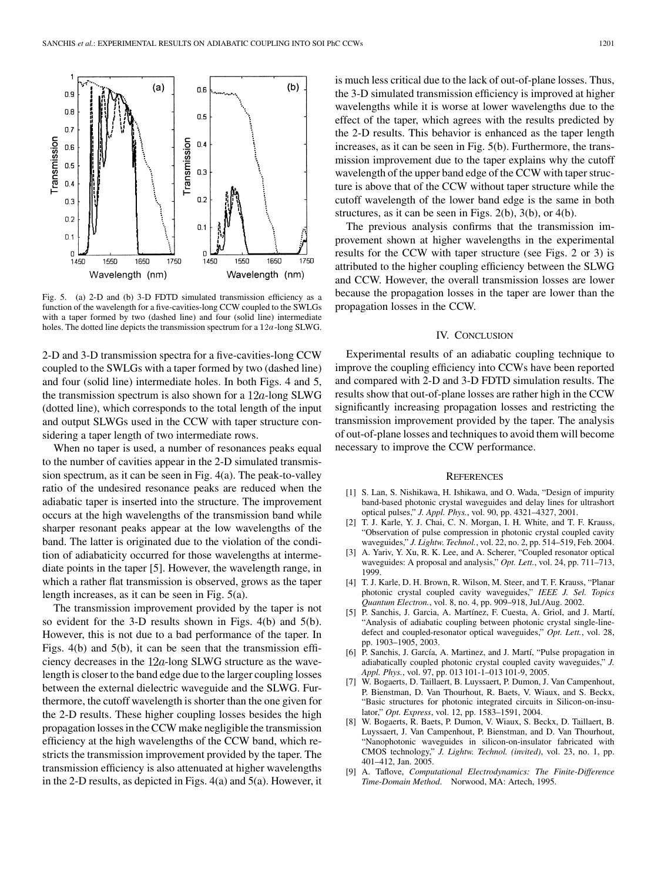(a)

Transmission

Wavelength (nm)

1450 1550 1650 1750

0 0.1 0.2 0.3 0.4 0.5 0.6 0.7 0.8 0.9 1

(b)

Transmission

Wavelength (nm)

1450 1550 1650 1750

0 0.1 0.2 0.3 0.4 0.5 0.6

Fig. 5. (a) 2-D and (b) 3-D FDTD simulated transmission efficiency as a function of the wavelength for a five-cavities-long CCW coupled to the SWLGs with a taper formed by two (dashed line) and four (solid line) intermediate holes. The dotted line depicts the transmission spectrum for a $12a$-long SLWG.

2-D and 3-D transmission spectra for a five-cavities-long CCW coupled to the SWLGs with a taper formed by two (dashed line) and four (solid line) intermediate holes. In both Figs. 4 and 5, the transmission spectrum is also shown for a $12a$-long SLWG (dotted line), which corresponds to the total length of the input and output SLWGs used in the CCW with taper structure considering a taper length of two intermediate rows.

When no taper is used, a number of resonances peaks equal to the number of cavities appear in the 2-D simulated transmission spectrum, as it can be seen in Fig. 4(a). The peak-to-valley ratio of the undesired resonance peaks are reduced when the adiabatic taper is inserted into the structure. The improvement occurs at the high wavelengths of the transmission band while sharper resonant peaks appear at the low wavelengths of the band. The latter is originated due to the violation of the condition of adiabaticity occurred for those wavelengths at intermediate points in the taper [5]. However, the wavelength range, in which a rather flat transmission is observed, grows as the taper length increases, as it can be seen in Fig. 5(a).

The transmission improvement provided by the taper is not so evident for the 3-D results shown in Figs. 4(b) and 5(b). However, this is not due to a bad performance of the taper. In Figs. 4(b) and 5(b), it can be seen that the transmission efficiency decreases in the $12a$-long SLWG structure as the wavelength is closer to the band edge due to the larger coupling losses between the external dielectric waveguide and the SLWG. Furthermore, the cutoff wavelength is shorter than the one given for the 2-D results. These higher coupling losses besides the high propagation losses in the CCW make negligible the transmission efficiency at the high wavelengths of the CCW band, which restricts the transmission improvement provided by the taper. The transmission efficiency is also attenuated at higher wavelengths in the 2-D results, as depicted in Figs. 4(a) and 5(a). However, it is much less critical due to the lack of out-of-plane losses. Thus, the 3-D simulated transmission efficiency is improved at higher wavelengths while it is worse at lower wavelengths due to the effect of the taper, which agrees with the results predicted by the 2-D results. This behavior is enhanced as the taper length increases, as it can be seen in Fig. 5(b). Furthermore, the transmission improvement due to the taper explains why the cutoff wavelength of the upper band edge of the CCW with taper structure is above that of the CCW without taper structure while the cutoff wavelength of the lower band edge is the same in both structures, as it can be seen in Figs. 2(b), 3(b), or 4(b).

The previous analysis confirms that the transmission improvement shown at higher wavelengths in the experimental results for the CCW with taper structure (see Figs. 2 or 3) is attributed to the higher coupling efficiency between the SLWG and CCW. However, the overall transmission losses are lower because the propagation losses in the taper are lower than the propagation losses in the CCW.

## IV. Conclusion

Experimental results of an adiabatic coupling technique to improve the coupling efficiency into CCWs have been reported and compared with 2-D and 3-D FDTD simulation results. The results show that out-of-plane losses are rather high in the CCW significantly increasing propagation losses and restricting the transmission improvement provided by the taper. The analysis of out-of-plane losses and techniques to avoid them will become necessary to improve the CCW performance.

## References

[1] S. Lan, S. Nishikawa, H. Ishikawa, and O. Wada, "Design of impurity band-based photonic crystal waveguides and delay lines for ultrashort optical pulses," *J. Appl. Phys.*, vol. 90, pp. 4321–4327, 2001.

[2] T. J. Karle, Y. J. Chai, C. N. Morgan, I. H. White, and T. F. Krauss, "Observation of pulse compression in photonic crystal coupled cavity waveguides," *J. Lightw. Technol.*, vol. 22, no. 2, pp. 514–519, Feb. 2004.

[3] A. Yariv, Y. Xu, R. K. Lee, and A. Scherer, "Coupled resonator optical waveguides: A proposal and analysis," *Opt. Lett.*, vol. 24, pp. 711–713, 1999.

[4] T. J. Karle, D. H. Brown, R. Wilson, M. Steer, and T. F. Krauss, "Planar photonic crystal coupled cavity waveguides," *IEEE J. Sel. Topics Quantum Electron.*, vol. 8, no. 4, pp. 909–918, Jul./Aug. 2002.

[5] P. Sanchis, J. Garcia, A. Martínez, F. Cuesta, A. Griol, and J. Martí, "Analysis of adiabatic coupling between photonic crystal single-line-defect and coupled-resonator optical waveguides," *Opt. Lett.*, vol. 28, pp. 1903–1905, 2003.

[6] P. Sanchis, J. García, A. Martinez, and J. Martí, "Pulse propagation in adiabatically coupled photonic crystal coupled cavity waveguides," *J. Appl. Phys.*, vol. 97, pp. 013 101-1–013 101-9, 2005.

[7] W. Bogaerts, D. Taillaert, B. Luyssaert, P. Dumon, J. Van Campenhout, P. Bienstman, D. Van Thourhout, R. Baets, V. Wiaux, and S. Beckx, "Basic structures for photonic integrated circuits in Silicon-on-insulator," *Opt. Express*, vol. 12, pp. 1583–1591, 2004.

[8] W. Bogaerts, R. Baets, P. Dumon, V. Wiaux, S. Beckx, D. Taillaert, B. Luyssaert, J. Van Campenhout, P. Bienstman, and D. Van Thourhout, "Nanophotonic waveguides in silicon-on-insulator fabricated with CMOS technology," *J. Lightw. Technol. (invited)*, vol. 23, no. 1, pp. 401–412, Jan. 2005.

[9] A. Taflove, *Computational Electrodynamics: The Finite-Difference Time-Domain Method*. Norwood, MA: Artech, 1995.